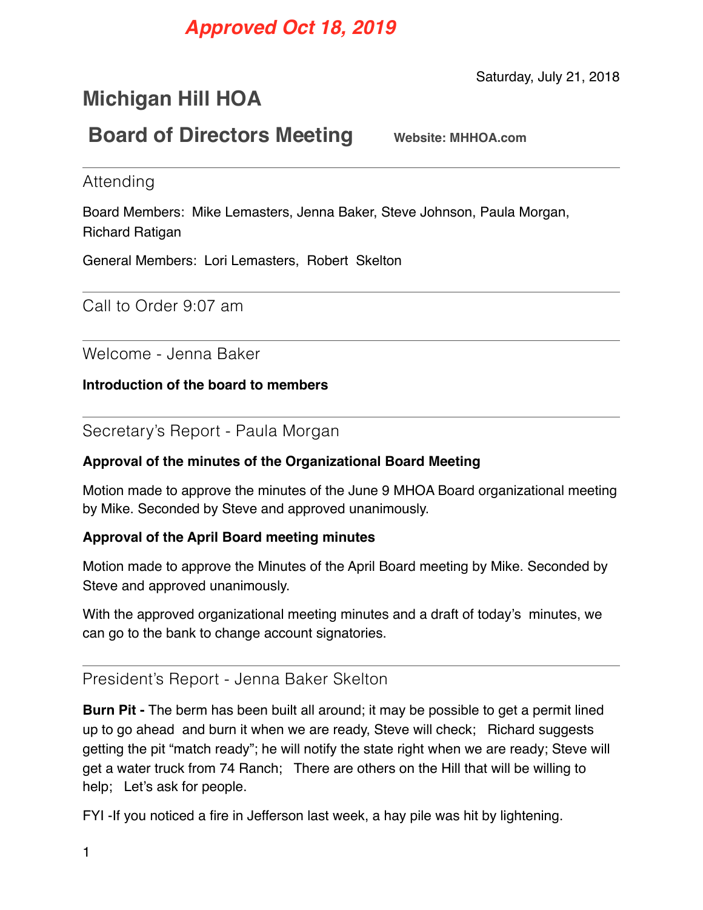**Approved Oct 18, 2019**

Saturday, July 21, 2018

# Michigan Hill HOA

## Board of Directors Meeting

**Website: MHHOA.com**

---

### Attending

Board Members: Mike Lemasters, Jenna Baker, Steve Johnson, Paula Morgan, Richard Ratigan

General Members: Lori Lemasters, Robert Skelton

---

### Call to Order 9:07 am

---

### Welcome - Jenna Baker

**Introduction of the board to members**

---

### Secretary's Report - Paula Morgan

**Approval of the minutes of the Organizational Board Meeting**

Motion made to approve the minutes of the June 9 MHOA Board organizational meeting by Mike. Seconded by Steve and approved unanimously.

**Approval of the April Board meeting minutes**

Motion made to approve the Minutes of the April Board meeting by Mike. Seconded by Steve and approved unanimously.

With the approved organizational meeting minutes and a draft of today's minutes, we can go to the bank to change account signatories.

---

### President's Report - Jenna Baker Skelton

**Burn Pit -** The berm has been built all around; it may be possible to get a permit lined up to go ahead and burn it when we are ready, Steve will check; Richard suggests getting the pit "match ready"; he will notify the state right when we are ready; Steve will get a water truck from 74 Ranch; There are others on the Hill that will be willing to help; Let's ask for people.

FYI -If you noticed a fire in Jefferson last week, a hay pile was hit by lightening.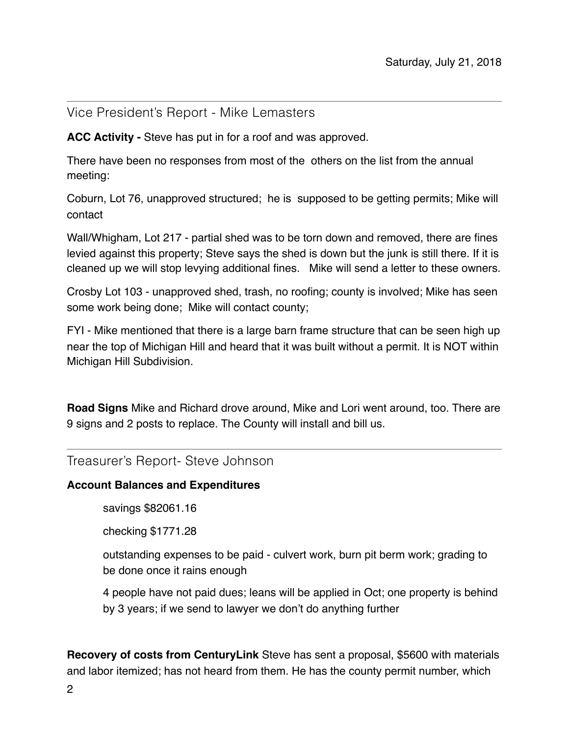Saturday, July 21, 2018

---

## Vice President's Report - Mike Lemasters

**ACC Activity -** Steve has put in for a roof and was approved.

There have been no responses from most of the  others on the list from the annual meeting:

Coburn, Lot 76, unapproved structured;  he is  supposed to be getting permits; Mike will contact

Wall/Whigham, Lot 217 - partial shed was to be torn down and removed, there are fines levied against this property; Steve says the shed is down but the junk is still there. If it is cleaned up we will stop levying additional fines.   Mike will send a letter to these owners.

Crosby Lot 103 - unapproved shed, trash, no roofing; county is involved; Mike has seen some work being done;  Mike will contact county;

FYI - Mike mentioned that there is a large barn frame structure that can be seen high up near the top of Michigan Hill and heard that it was built without a permit. It is NOT within Michigan Hill Subdivision.

**Road Signs** Mike and Richard drove around, Mike and Lori went around, too. There are 9 signs and 2 posts to replace. The County will install and bill us.

---

## Treasurer's Report- Steve Johnson

**Account Balances and Expenditures**

savings $82061.16

checking $1771.28

outstanding expenses to be paid - culvert work, burn pit berm work; grading to be done once it rains enough

4 people have not paid dues; leans will be applied in Oct; one property is behind by 3 years; if we send to lawyer we don't do anything further

**Recovery of costs from CenturyLink** Steve has sent a proposal, $5600 with materials and labor itemized; has not heard from them. He has the county permit number, which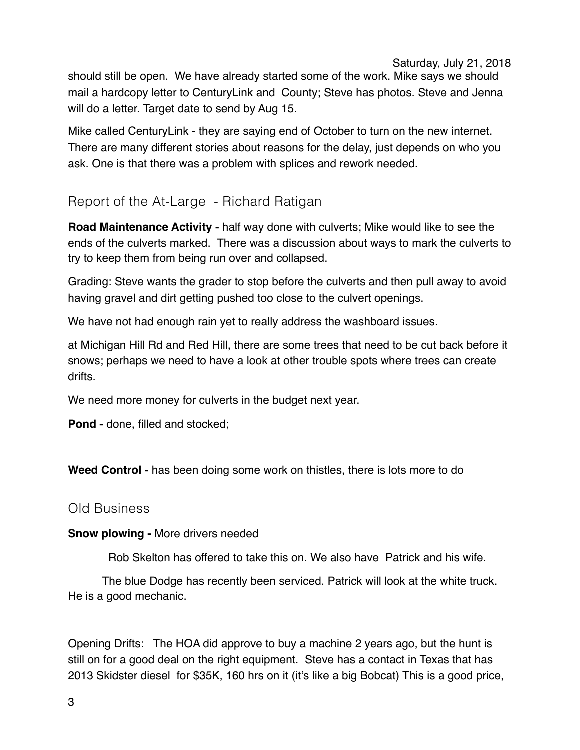should still be open. We have already started some of the work. Mike says we should mail a hardcopy letter to CenturyLink and County; Steve has photos. Steve and Jenna will do a letter. Target date to send by Aug 15.

Mike called CenturyLink - they are saying end of October to turn on the new internet. There are many different stories about reasons for the delay, just depends on who you ask. One is that there was a problem with splices and rework needed.

---

## Report of the At-Large - Richard Ratigan

**Road Maintenance Activity -** half way done with culverts; Mike would like to see the ends of the culverts marked. There was a discussion about ways to mark the culverts to try to keep them from being run over and collapsed.

Grading: Steve wants the grader to stop before the culverts and then pull away to avoid having gravel and dirt getting pushed too close to the culvert openings.

We have not had enough rain yet to really address the washboard issues.

at Michigan Hill Rd and Red Hill, there are some trees that need to be cut back before it snows; perhaps we need to have a look at other trouble spots where trees can create drifts.

We need more money for culverts in the budget next year.

**Pond -** done, filled and stocked;

**Weed Control -** has been doing some work on thistles, there is lots more to do

---

## Old Business

**Snow plowing -** More drivers needed

Rob Skelton has offered to take this on. We also have Patrick and his wife.

The blue Dodge has recently been serviced. Patrick will look at the white truck. He is a good mechanic.

Opening Drifts: The HOA did approve to buy a machine 2 years ago, but the hunt is still on for a good deal on the right equipment. Steve has a contact in Texas that has 2013 Skidster diesel for $35K, 160 hrs on it (it's like a big Bobcat) This is a good price,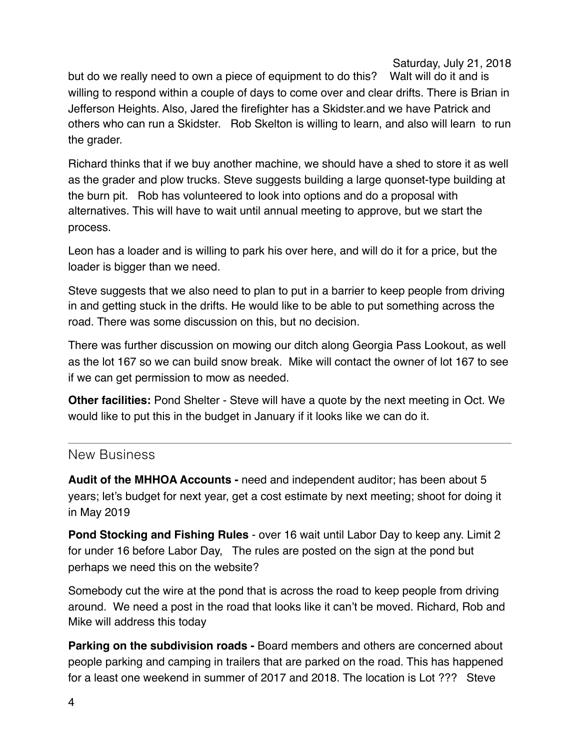but do we really need to own a piece of equipment to do this? Walt will do it and is willing to respond within a couple of days to come over and clear drifts. There is Brian in Jefferson Heights. Also, Jared the firefighter has a Skidster.and we have Patrick and others who can run a Skidster. Rob Skelton is willing to learn, and also will learn to run the grader.

Richard thinks that if we buy another machine, we should have a shed to store it as well as the grader and plow trucks. Steve suggests building a large quonset-type building at the burn pit. Rob has volunteered to look into options and do a proposal with alternatives. This will have to wait until annual meeting to approve, but we start the process.

Leon has a loader and is willing to park his over here, and will do it for a price, but the loader is bigger than we need.

Steve suggests that we also need to plan to put in a barrier to keep people from driving in and getting stuck in the drifts. He would like to be able to put something across the road. There was some discussion on this, but no decision.

There was further discussion on mowing our ditch along Georgia Pass Lookout, as well as the lot 167 so we can build snow break. Mike will contact the owner of lot 167 to see if we can get permission to mow as needed.

**Other facilities:** Pond Shelter - Steve will have a quote by the next meeting in Oct. We would like to put this in the budget in January if it looks like we can do it.

## New Business

**Audit of the MHHOA Accounts -** need and independent auditor; has been about 5 years; let's budget for next year, get a cost estimate by next meeting; shoot for doing it in May 2019

**Pond Stocking and Fishing Rules** - over 16 wait until Labor Day to keep any. Limit 2 for under 16 before Labor Day, The rules are posted on the sign at the pond but perhaps we need this on the website?

Somebody cut the wire at the pond that is across the road to keep people from driving around. We need a post in the road that looks like it can't be moved. Richard, Rob and Mike will address this today

**Parking on the subdivision roads -** Board members and others are concerned about people parking and camping in trailers that are parked on the road. This has happened for a least one weekend in summer of 2017 and 2018. The location is Lot ??? Steve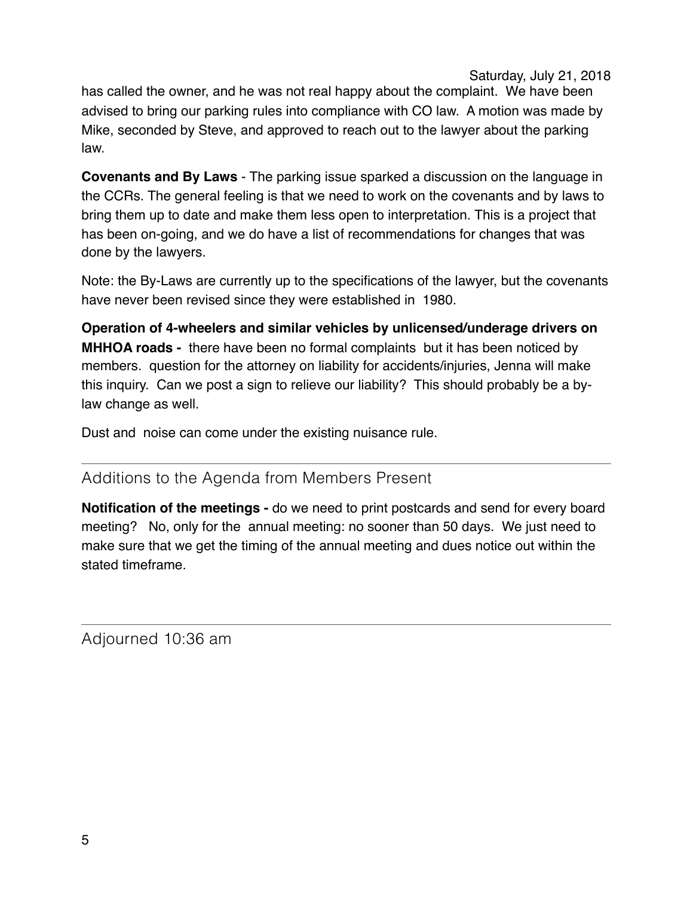has called the owner, and he was not real happy about the complaint. We have been advised to bring our parking rules into compliance with CO law. A motion was made by Mike, seconded by Steve, and approved to reach out to the lawyer about the parking law.

**Covenants and By Laws** - The parking issue sparked a discussion on the language in the CCRs. The general feeling is that we need to work on the covenants and by laws to bring them up to date and make them less open to interpretation. This is a project that has been on-going, and we do have a list of recommendations for changes that was done by the lawyers.

Note: the By-Laws are currently up to the specifications of the lawyer, but the covenants have never been revised since they were established in 1980.

**Operation of 4-wheelers and similar vehicles by unlicensed/underage drivers on MHHOA roads -** there have been no formal complaints but it has been noticed by members. question for the attorney on liability for accidents/injuries, Jenna will make this inquiry. Can we post a sign to relieve our liability? This should probably be a by-law change as well.

Dust and noise can come under the existing nuisance rule.

---

## Additions to the Agenda from Members Present

**Notification of the meetings -** do we need to print postcards and send for every board meeting? No, only for the annual meeting: no sooner than 50 days. We just need to make sure that we get the timing of the annual meeting and dues notice out within the stated timeframe.

---

## Adjourned 10:36 am